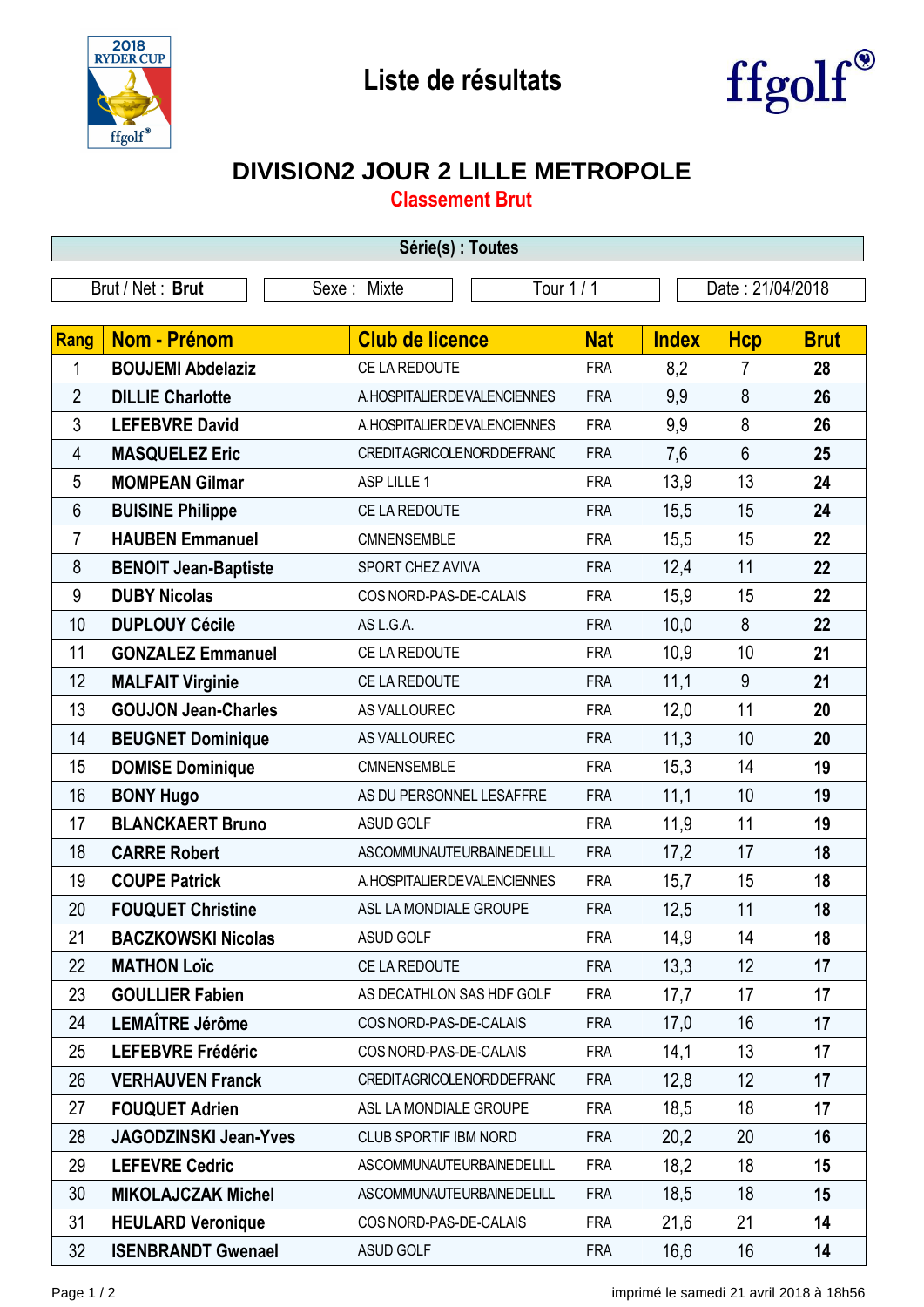# Liste de résultats

## DIVISION2 JOUR 2 LILLE METROPOLE

### Classement Brut

**Série(s) : Toutes**

| Brut / Net : **Brut** | Sexe : Mixte | Tour 1 / 1 | Date : 21/04/2018 |
|---|---|---|---|

| Rang | Nom - Prénom | Club de licence | Nat | Index | Hcp | Brut |
|---|---|---|---|---|---|---|
| 1 | **BOUJEMI Abdelaziz** | CE LA REDOUTE | FRA | 8,2 | 7 | **28** |
| 2 | **DILLIE Charlotte** | A.HOSPITALIERDEVALENCIENNES | FRA | 9,9 | 8 | **26** |
| 3 | **LEFEBVRE David** | A.HOSPITALIERDEVALENCIENNES | FRA | 9,9 | 8 | **26** |
| 4 | **MASQUELEZ Eric** | CREDITAGRICOLENORDDEFRANC | FRA | 7,6 | 6 | **25** |
| 5 | **MOMPEAN Gilmar** | ASP LILLE 1 | FRA | 13,9 | 13 | **24** |
| 6 | **BUISINE Philippe** | CE LA REDOUTE | FRA | 15,5 | 15 | **24** |
| 7 | **HAUBEN Emmanuel** | CMNENSEMBLE | FRA | 15,5 | 15 | **22** |
| 8 | **BENOIT Jean-Baptiste** | SPORT CHEZ AVIVA | FRA | 12,4 | 11 | **22** |
| 9 | **DUBY Nicolas** | COS NORD-PAS-DE-CALAIS | FRA | 15,9 | 15 | **22** |
| 10 | **DUPLOUY Cécile** | AS L.G.A. | FRA | 10,0 | 8 | **22** |
| 11 | **GONZALEZ Emmanuel** | CE LA REDOUTE | FRA | 10,9 | 10 | **21** |
| 12 | **MALFAIT Virginie** | CE LA REDOUTE | FRA | 11,1 | 9 | **21** |
| 13 | **GOUJON Jean-Charles** | AS VALLOUREC | FRA | 12,0 | 11 | **20** |
| 14 | **BEUGNET Dominique** | AS VALLOUREC | FRA | 11,3 | 10 | **20** |
| 15 | **DOMISE Dominique** | CMNENSEMBLE | FRA | 15,3 | 14 | **19** |
| 16 | **BONY Hugo** | AS DU PERSONNEL LESAFFRE | FRA | 11,1 | 10 | **19** |
| 17 | **BLANCKAERT Bruno** | ASUD GOLF | FRA | 11,9 | 11 | **19** |
| 18 | **CARRE Robert** | ASCOMMUNAUTEURBAINEDELILL | FRA | 17,2 | 17 | **18** |
| 19 | **COUPE Patrick** | A.HOSPITALIERDEVALENCIENNES | FRA | 15,7 | 15 | **18** |
| 20 | **FOUQUET Christine** | ASL LA MONDIALE GROUPE | FRA | 12,5 | 11 | **18** |
| 21 | **BACZKOWSKI Nicolas** | ASUD GOLF | FRA | 14,9 | 14 | **18** |
| 22 | **MATHON Loïc** | CE LA REDOUTE | FRA | 13,3 | 12 | **17** |
| 23 | **GOULLIER Fabien** | AS DECATHLON SAS HDF GOLF | FRA | 17,7 | 17 | **17** |
| 24 | **LEMAÎTRE Jérôme** | COS NORD-PAS-DE-CALAIS | FRA | 17,0 | 16 | **17** |
| 25 | **LEFEBVRE Frédéric** | COS NORD-PAS-DE-CALAIS | FRA | 14,1 | 13 | **17** |
| 26 | **VERHAUVEN Franck** | CREDITAGRICOLENORDDEFRANC | FRA | 12,8 | 12 | **17** |
| 27 | **FOUQUET Adrien** | ASL LA MONDIALE GROUPE | FRA | 18,5 | 18 | **17** |
| 28 | **JAGODZINSKI Jean-Yves** | CLUB SPORTIF IBM NORD | FRA | 20,2 | 20 | **16** |
| 29 | **LEFEVRE Cedric** | ASCOMMUNAUTEURBAINEDELILL | FRA | 18,2 | 18 | **15** |
| 30 | **MIKOLAJCZAK Michel** | ASCOMMUNAUTEURBAINEDELILL | FRA | 18,5 | 18 | **15** |
| 31 | **HEULARD Veronique** | COS NORD-PAS-DE-CALAIS | FRA | 21,6 | 21 | **14** |
| 32 | **ISENBRANDT Gwenael** | ASUD GOLF | FRA | 16,6 | 16 | **14** |

imprimé le samedi 21 avril 2018 à 18h56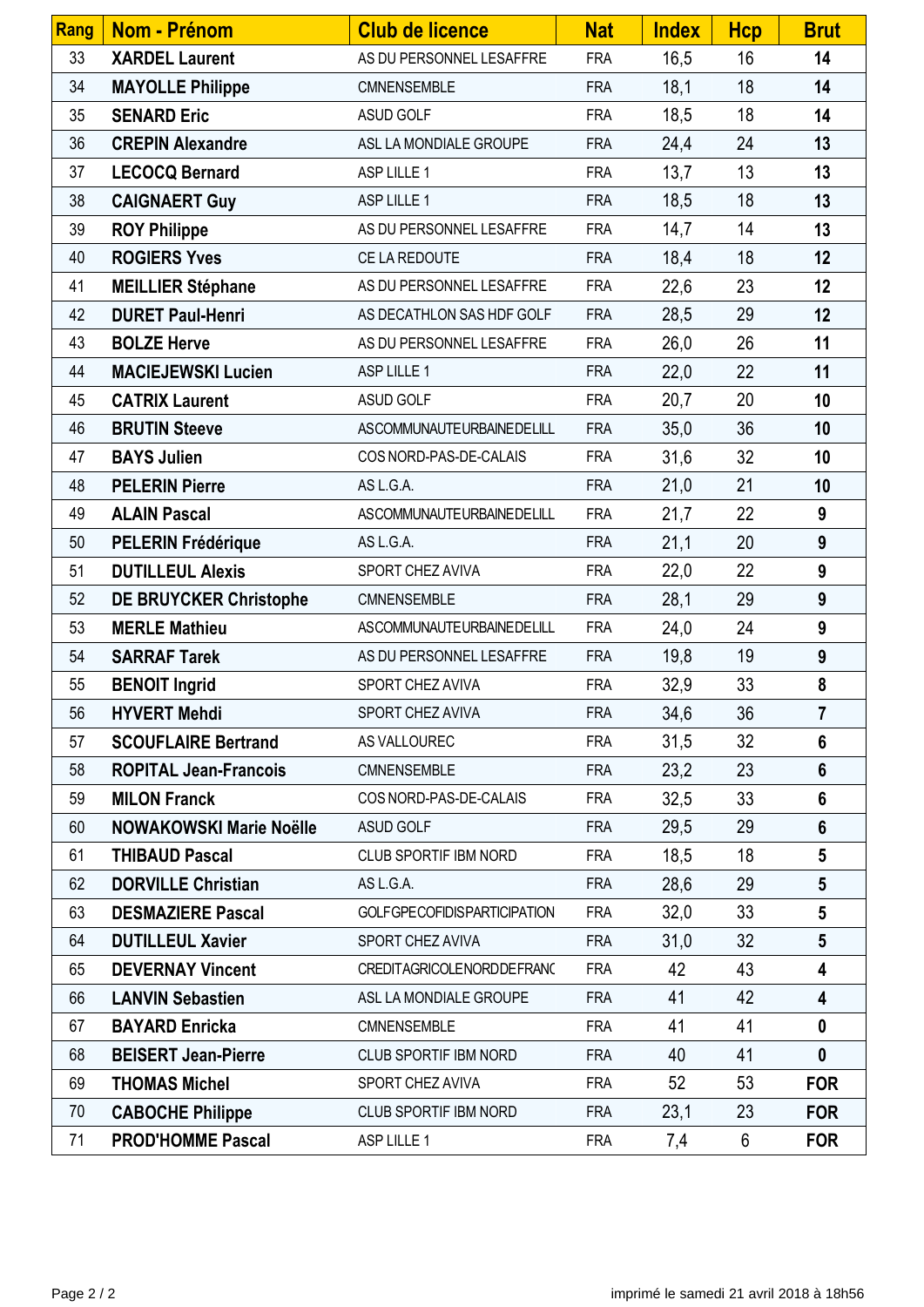| Rang | Nom - Prénom | Club de licence | Nat | Index | Hcp | Brut |
|---|---|---|---|---|---|---|
| 33 | **XARDEL Laurent** | AS DU PERSONNEL LESAFFRE | FRA | 16,5 | 16 | **14** |
| 34 | **MAYOLLE Philippe** | CMNENSEMBLE | FRA | 18,1 | 18 | **14** |
| 35 | **SENARD Eric** | ASUD GOLF | FRA | 18,5 | 18 | **14** |
| 36 | **CREPIN Alexandre** | ASL LA MONDIALE GROUPE | FRA | 24,4 | 24 | **13** |
| 37 | **LECOCQ Bernard** | ASP LILLE 1 | FRA | 13,7 | 13 | **13** |
| 38 | **CAIGNAERT Guy** | ASP LILLE 1 | FRA | 18,5 | 18 | **13** |
| 39 | **ROY Philippe** | AS DU PERSONNEL LESAFFRE | FRA | 14,7 | 14 | **13** |
| 40 | **ROGIERS Yves** | CE LA REDOUTE | FRA | 18,4 | 18 | **12** |
| 41 | **MEILLIER Stéphane** | AS DU PERSONNEL LESAFFRE | FRA | 22,6 | 23 | **12** |
| 42 | **DURET Paul-Henri** | AS DECATHLON SAS HDF GOLF | FRA | 28,5 | 29 | **12** |
| 43 | **BOLZE Herve** | AS DU PERSONNEL LESAFFRE | FRA | 26,0 | 26 | **11** |
| 44 | **MACIEJEWSKI Lucien** | ASP LILLE 1 | FRA | 22,0 | 22 | **11** |
| 45 | **CATRIX Laurent** | ASUD GOLF | FRA | 20,7 | 20 | **10** |
| 46 | **BRUTIN Steeve** | ASCOMMUNAUTEURBAINEDELILL | FRA | 35,0 | 36 | **10** |
| 47 | **BAYS Julien** | COS NORD-PAS-DE-CALAIS | FRA | 31,6 | 32 | **10** |
| 48 | **PELERIN Pierre** | AS L.G.A. | FRA | 21,0 | 21 | **10** |
| 49 | **ALAIN Pascal** | ASCOMMUNAUTEURBAINEDELILL | FRA | 21,7 | 22 | **9** |
| 50 | **PELERIN Frédérique** | AS L.G.A. | FRA | 21,1 | 20 | **9** |
| 51 | **DUTILLEUL Alexis** | SPORT CHEZ AVIVA | FRA | 22,0 | 22 | **9** |
| 52 | **DE BRUYCKER Christophe** | CMNENSEMBLE | FRA | 28,1 | 29 | **9** |
| 53 | **MERLE Mathieu** | ASCOMMUNAUTEURBAINEDELILL | FRA | 24,0 | 24 | **9** |
| 54 | **SARRAF Tarek** | AS DU PERSONNEL LESAFFRE | FRA | 19,8 | 19 | **9** |
| 55 | **BENOIT Ingrid** | SPORT CHEZ AVIVA | FRA | 32,9 | 33 | **8** |
| 56 | **HYVERT Mehdi** | SPORT CHEZ AVIVA | FRA | 34,6 | 36 | **7** |
| 57 | **SCOUFLAIRE Bertrand** | AS VALLOUREC | FRA | 31,5 | 32 | **6** |
| 58 | **ROPITAL Jean-Francois** | CMNENSEMBLE | FRA | 23,2 | 23 | **6** |
| 59 | **MILON Franck** | COS NORD-PAS-DE-CALAIS | FRA | 32,5 | 33 | **6** |
| 60 | **NOWAKOWSKI Marie Noëlle** | ASUD GOLF | FRA | 29,5 | 29 | **6** |
| 61 | **THIBAUD Pascal** | CLUB SPORTIF IBM NORD | FRA | 18,5 | 18 | **5** |
| 62 | **DORVILLE Christian** | AS L.G.A. | FRA | 28,6 | 29 | **5** |
| 63 | **DESMAZIERE Pascal** | GOLFGPECOFIDISPARTICIPATION | FRA | 32,0 | 33 | **5** |
| 64 | **DUTILLEUL Xavier** | SPORT CHEZ AVIVA | FRA | 31,0 | 32 | **5** |
| 65 | **DEVERNAY Vincent** | CREDITAGRICOLENORDDEFRANC | FRA | 42 | 43 | **4** |
| 66 | **LANVIN Sebastien** | ASL LA MONDIALE GROUPE | FRA | 41 | 42 | **4** |
| 67 | **BAYARD Enricka** | CMNENSEMBLE | FRA | 41 | 41 | **0** |
| 68 | **BEISERT Jean-Pierre** | CLUB SPORTIF IBM NORD | FRA | 40 | 41 | **0** |
| 69 | **THOMAS Michel** | SPORT CHEZ AVIVA | FRA | 52 | 53 | **FOR** |
| 70 | **CABOCHE Philippe** | CLUB SPORTIF IBM NORD | FRA | 23,1 | 23 | **FOR** |
| 71 | **PROD'HOMME Pascal** | ASP LILLE 1 | FRA | 7,4 | 6 | **FOR** |

imprimé le samedi 21 avril 2018 à 18h56